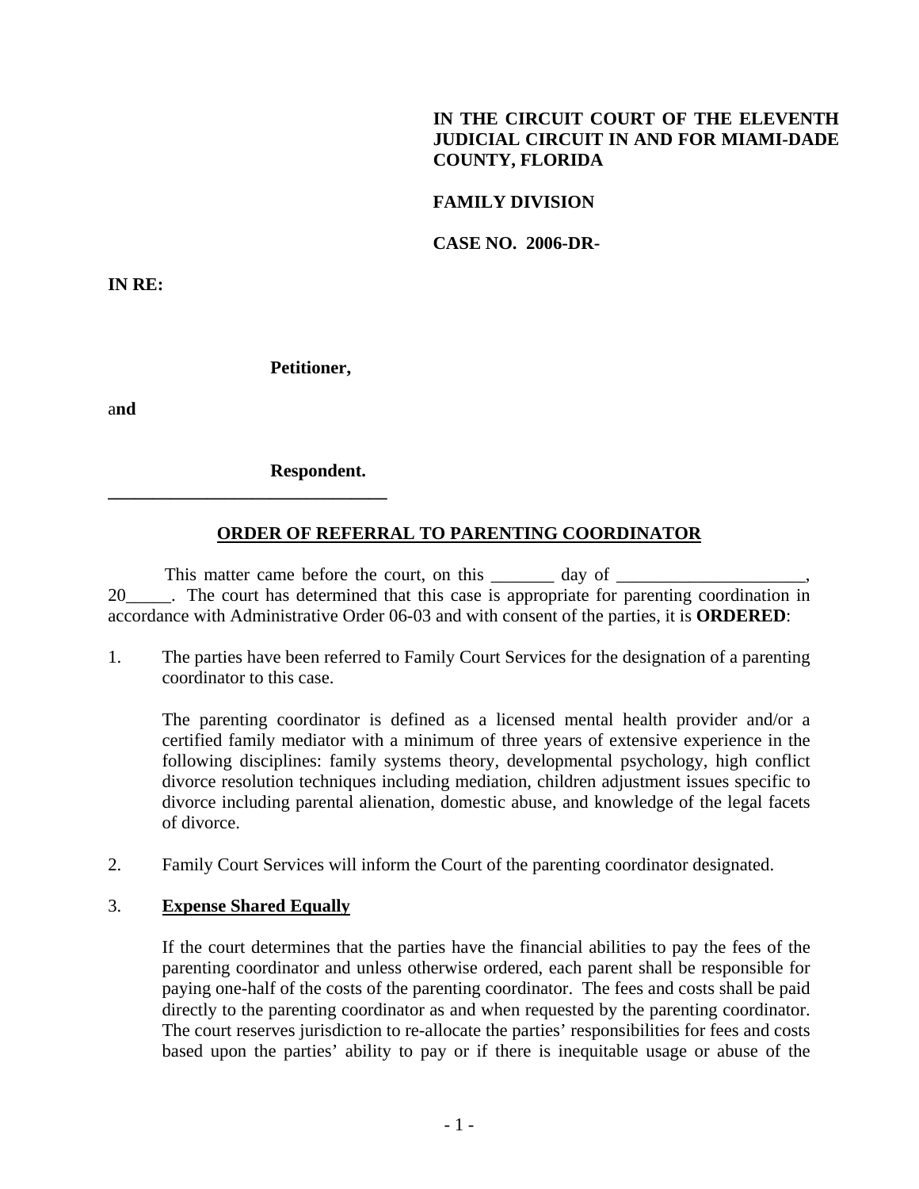**IN THE CIRCUIT COURT OF THE ELEVENTH JUDICIAL CIRCUIT IN AND FOR MIAMI-DADE COUNTY, FLORIDA**

**FAMILY DIVISION**

**CASE NO. 2006-DR-**

**IN RE:**

**Petitioner,**

a**nd**

**Respondent.**

________________________________

## ORDER OF REFERRAL TO PARENTING COORDINATOR

This matter came before the court, on this _______ day of _____________________, 20_____. The court has determined that this case is appropriate for parenting coordination in accordance with Administrative Order 06-03 and with consent of the parties, it is **ORDERED**:

1. The parties have been referred to Family Court Services for the designation of a parenting coordinator to this case.

   The parenting coordinator is defined as a licensed mental health provider and/or a certified family mediator with a minimum of three years of extensive experience in the following disciplines: family systems theory, developmental psychology, high conflict divorce resolution techniques including mediation, children adjustment issues specific to divorce including parental alienation, domestic abuse, and knowledge of the legal facets of divorce.

2. Family Court Services will inform the Court of the parenting coordinator designated.

3. **Expense Shared Equally**

   If the court determines that the parties have the financial abilities to pay the fees of the parenting coordinator and unless otherwise ordered, each parent shall be responsible for paying one-half of the costs of the parenting coordinator. The fees and costs shall be paid directly to the parenting coordinator as and when requested by the parenting coordinator. The court reserves jurisdiction to re-allocate the parties' responsibilities for fees and costs based upon the parties' ability to pay or if there is inequitable usage or abuse of the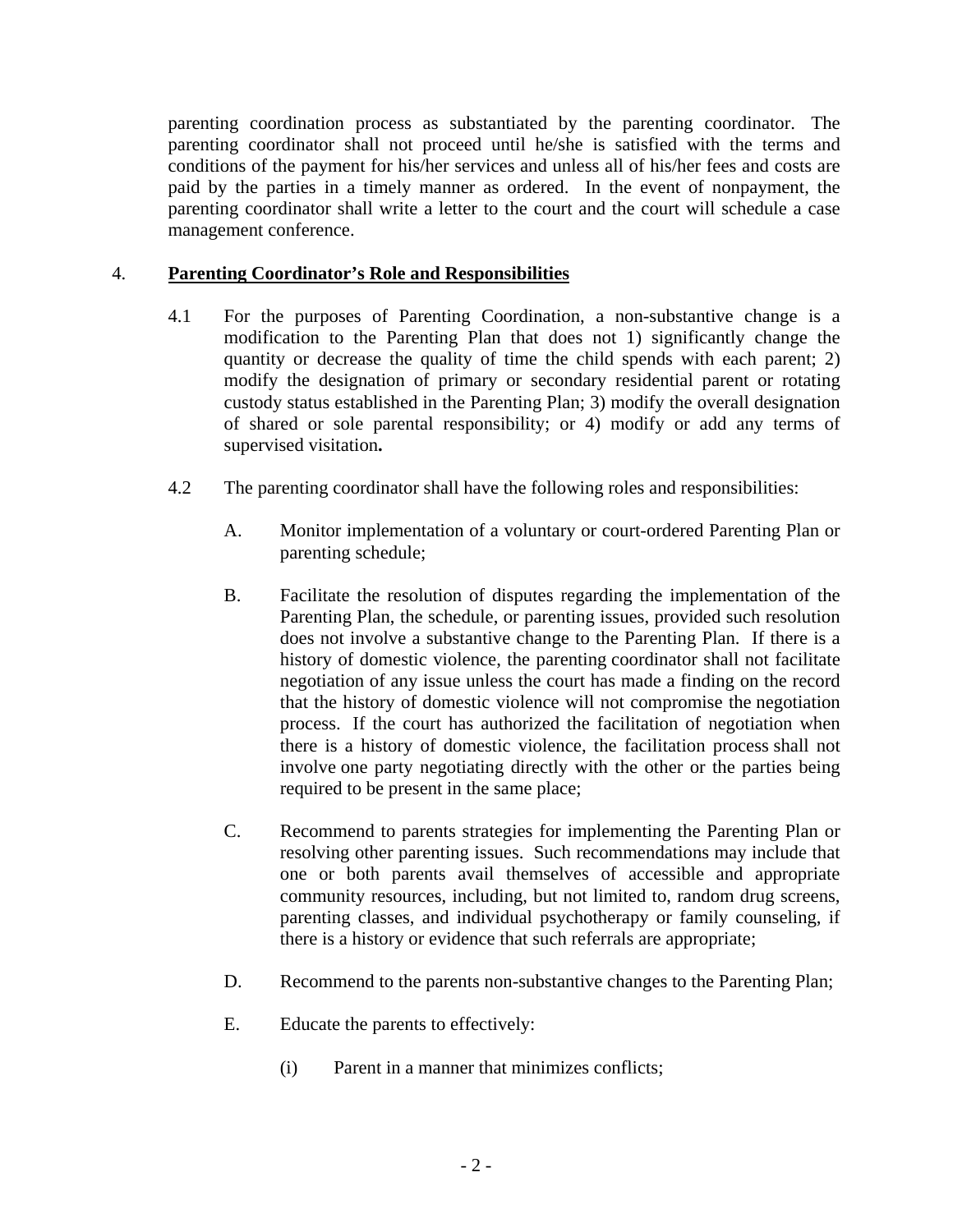parenting coordination process as substantiated by the parenting coordinator. The parenting coordinator shall not proceed until he/she is satisfied with the terms and conditions of the payment for his/her services and unless all of his/her fees and costs are paid by the parties in a timely manner as ordered. In the event of nonpayment, the parenting coordinator shall write a letter to the court and the court will schedule a case management conference.

4. **<u>Parenting Coordinator's Role and Responsibilities</u>**

4.1 For the purposes of Parenting Coordination, a non-substantive change is a modification to the Parenting Plan that does not 1) significantly change the quantity or decrease the quality of time the child spends with each parent; 2) modify the designation of primary or secondary residential parent or rotating custody status established in the Parenting Plan; 3) modify the overall designation of shared or sole parental responsibility; or 4) modify or add any terms of supervised visitation**.**

4.2 The parenting coordinator shall have the following roles and responsibilities:

A. Monitor implementation of a voluntary or court-ordered Parenting Plan or parenting schedule;

B. Facilitate the resolution of disputes regarding the implementation of the Parenting Plan, the schedule, or parenting issues, provided such resolution does not involve a substantive change to the Parenting Plan. If there is a history of domestic violence, the parenting coordinator shall not facilitate negotiation of any issue unless the court has made a finding on the record that the history of domestic violence will not compromise the negotiation process. If the court has authorized the facilitation of negotiation when there is a history of domestic violence, the facilitation process shall not involve one party negotiating directly with the other or the parties being required to be present in the same place;

C. Recommend to parents strategies for implementing the Parenting Plan or resolving other parenting issues. Such recommendations may include that one or both parents avail themselves of accessible and appropriate community resources, including, but not limited to, random drug screens, parenting classes, and individual psychotherapy or family counseling, if there is a history or evidence that such referrals are appropriate;

D. Recommend to the parents non-substantive changes to the Parenting Plan;

E. Educate the parents to effectively:

(i) Parent in a manner that minimizes conflicts;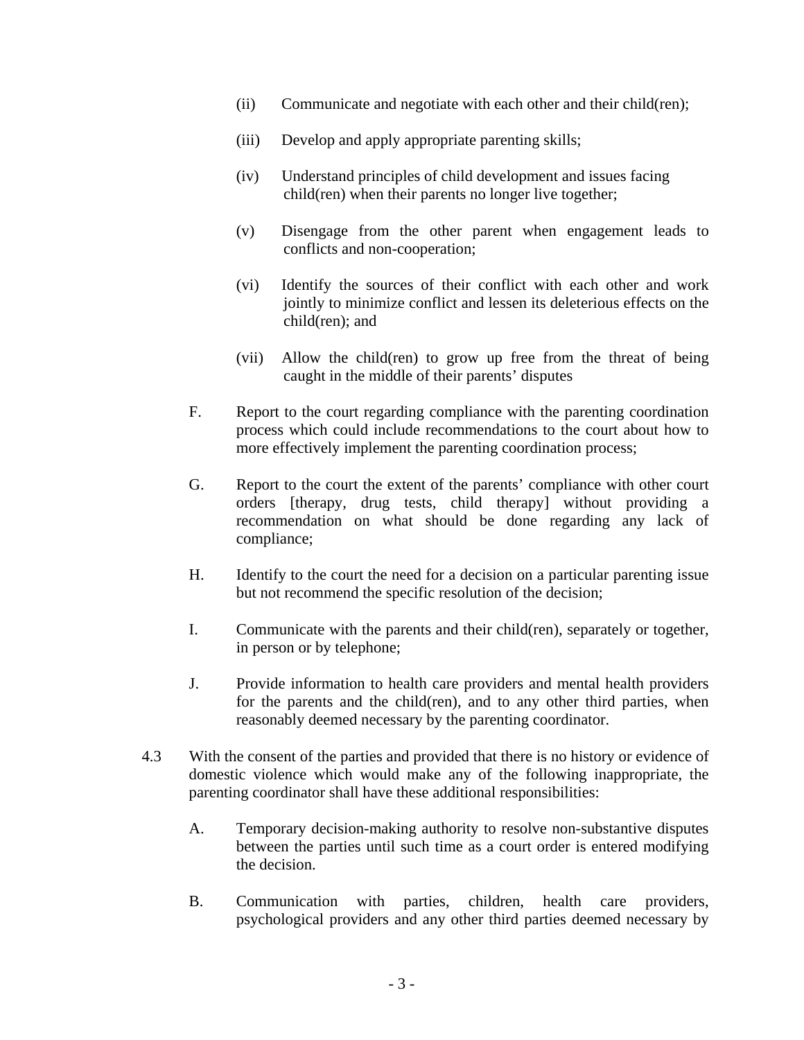(ii) Communicate and negotiate with each other and their child(ren);

(iii) Develop and apply appropriate parenting skills;

(iv) Understand principles of child development and issues facing child(ren) when their parents no longer live together;

(v) Disengage from the other parent when engagement leads to conflicts and non-cooperation;

(vi) Identify the sources of their conflict with each other and work jointly to minimize conflict and lessen its deleterious effects on the child(ren); and

(vii) Allow the child(ren) to grow up free from the threat of being caught in the middle of their parents' disputes

F. Report to the court regarding compliance with the parenting coordination process which could include recommendations to the court about how to more effectively implement the parenting coordination process;

G. Report to the court the extent of the parents' compliance with other court orders [therapy, drug tests, child therapy] without providing a recommendation on what should be done regarding any lack of compliance;

H. Identify to the court the need for a decision on a particular parenting issue but not recommend the specific resolution of the decision;

I. Communicate with the parents and their child(ren), separately or together, in person or by telephone;

J. Provide information to health care providers and mental health providers for the parents and the child(ren), and to any other third parties, when reasonably deemed necessary by the parenting coordinator.

4.3 With the consent of the parties and provided that there is no history or evidence of domestic violence which would make any of the following inappropriate, the parenting coordinator shall have these additional responsibilities:

A. Temporary decision-making authority to resolve non-substantive disputes between the parties until such time as a court order is entered modifying the decision.

B. Communication with parties, children, health care providers, psychological providers and any other third parties deemed necessary by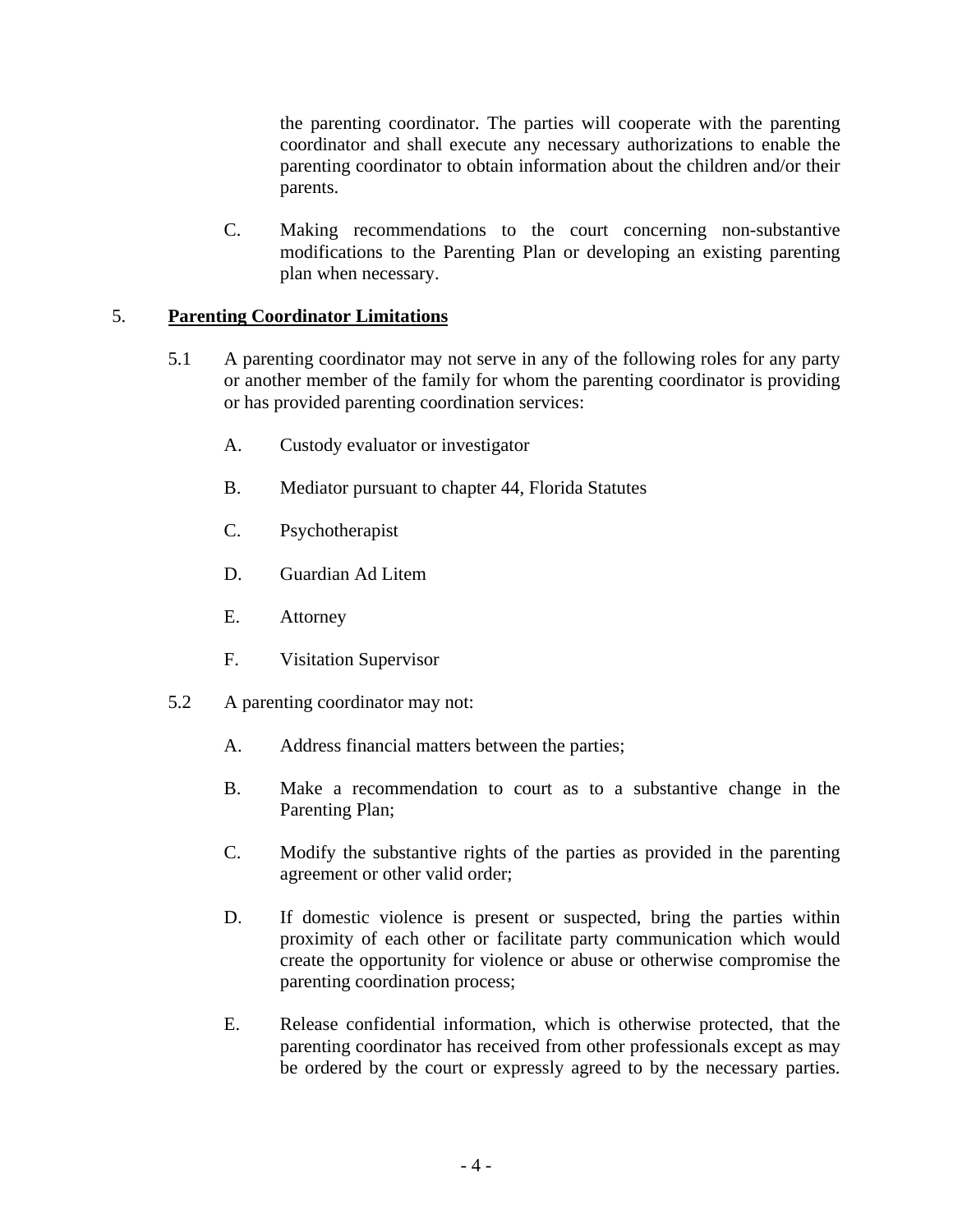the parenting coordinator. The parties will cooperate with the parenting coordinator and shall execute any necessary authorizations to enable the parenting coordinator to obtain information about the children and/or their parents.

C. Making recommendations to the court concerning non-substantive modifications to the Parenting Plan or developing an existing parenting plan when necessary.

5. **<u>Parenting Coordinator Limitations</u>**

5.1 A parenting coordinator may not serve in any of the following roles for any party or another member of the family for whom the parenting coordinator is providing or has provided parenting coordination services:

A. Custody evaluator or investigator

B. Mediator pursuant to chapter 44, Florida Statutes

C. Psychotherapist

D. Guardian Ad Litem

E. Attorney

F. Visitation Supervisor

5.2 A parenting coordinator may not:

A. Address financial matters between the parties;

B. Make a recommendation to court as to a substantive change in the Parenting Plan;

C. Modify the substantive rights of the parties as provided in the parenting agreement or other valid order;

D. If domestic violence is present or suspected, bring the parties within proximity of each other or facilitate party communication which would create the opportunity for violence or abuse or otherwise compromise the parenting coordination process;

E. Release confidential information, which is otherwise protected, that the parenting coordinator has received from other professionals except as may be ordered by the court or expressly agreed to by the necessary parties.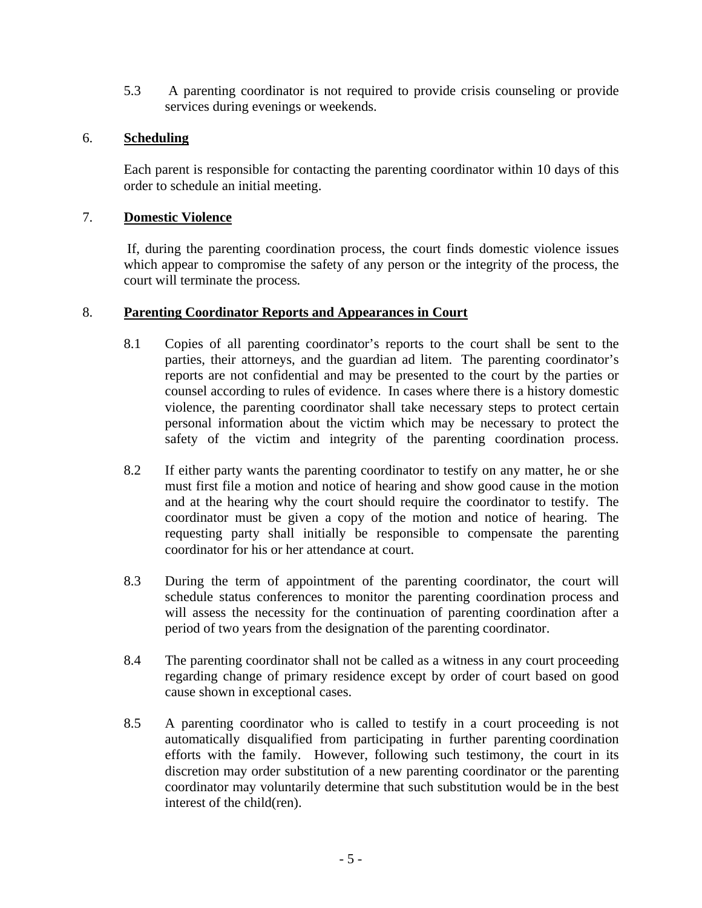5.3 A parenting coordinator is not required to provide crisis counseling or provide services during evenings or weekends.

6. **Scheduling**

Each parent is responsible for contacting the parenting coordinator within 10 days of this order to schedule an initial meeting.

7. **Domestic Violence**

If, during the parenting coordination process, the court finds domestic violence issues which appear to compromise the safety of any person or the integrity of the process, the court will terminate the process.

8. **Parenting Coordinator Reports and Appearances in Court**

8.1 Copies of all parenting coordinator's reports to the court shall be sent to the parties, their attorneys, and the guardian ad litem. The parenting coordinator's reports are not confidential and may be presented to the court by the parties or counsel according to rules of evidence. In cases where there is a history domestic violence, the parenting coordinator shall take necessary steps to protect certain personal information about the victim which may be necessary to protect the safety of the victim and integrity of the parenting coordination process.

8.2 If either party wants the parenting coordinator to testify on any matter, he or she must first file a motion and notice of hearing and show good cause in the motion and at the hearing why the court should require the coordinator to testify. The coordinator must be given a copy of the motion and notice of hearing. The requesting party shall initially be responsible to compensate the parenting coordinator for his or her attendance at court.

8.3 During the term of appointment of the parenting coordinator, the court will schedule status conferences to monitor the parenting coordination process and will assess the necessity for the continuation of parenting coordination after a period of two years from the designation of the parenting coordinator.

8.4 The parenting coordinator shall not be called as a witness in any court proceeding regarding change of primary residence except by order of court based on good cause shown in exceptional cases.

8.5 A parenting coordinator who is called to testify in a court proceeding is not automatically disqualified from participating in further parenting coordination efforts with the family. However, following such testimony, the court in its discretion may order substitution of a new parenting coordinator or the parenting coordinator may voluntarily determine that such substitution would be in the best interest of the child(ren).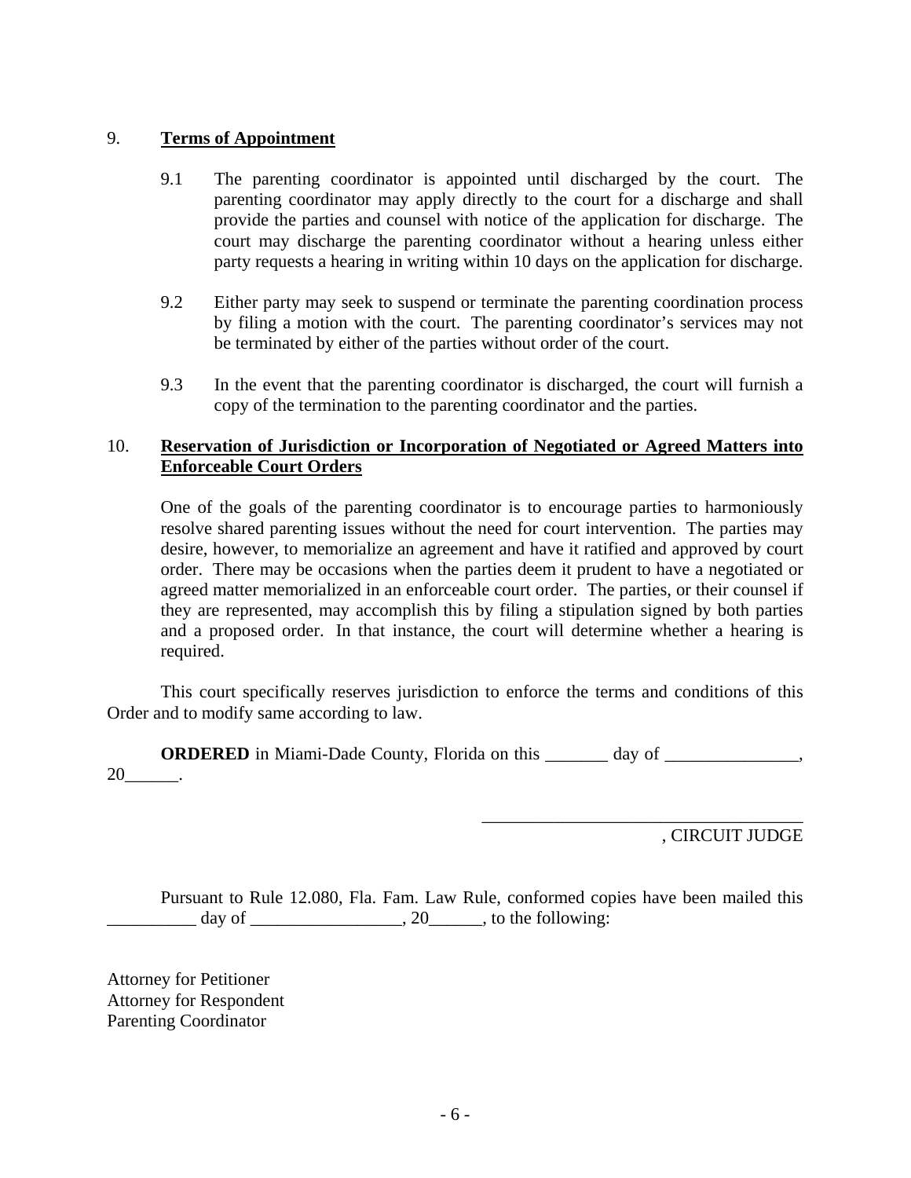9. **Terms of Appointment**

9.1 The parenting coordinator is appointed until discharged by the court. The parenting coordinator may apply directly to the court for a discharge and shall provide the parties and counsel with notice of the application for discharge. The court may discharge the parenting coordinator without a hearing unless either party requests a hearing in writing within 10 days on the application for discharge.

9.2 Either party may seek to suspend or terminate the parenting coordination process by filing a motion with the court. The parenting coordinator's services may not be terminated by either of the parties without order of the court.

9.3 In the event that the parenting coordinator is discharged, the court will furnish a copy of the termination to the parenting coordinator and the parties.

10. **Reservation of Jurisdiction or Incorporation of Negotiated or Agreed Matters into Enforceable Court Orders**

One of the goals of the parenting coordinator is to encourage parties to harmoniously resolve shared parenting issues without the need for court intervention. The parties may desire, however, to memorialize an agreement and have it ratified and approved by court order. There may be occasions when the parties deem it prudent to have a negotiated or agreed matter memorialized in an enforceable court order. The parties, or their counsel if they are represented, may accomplish this by filing a stipulation signed by both parties and a proposed order. In that instance, the court will determine whether a hearing is required.

This court specifically reserves jurisdiction to enforce the terms and conditions of this Order and to modify same according to law.

**ORDERED** in Miami-Dade County, Florida on this _______ day of _______________, 20______.

_____________________________________
, CIRCUIT JUDGE

Pursuant to Rule 12.080, Fla. Fam. Law Rule, conformed copies have been mailed this __________ day of _________________, 20______, to the following:

Attorney for Petitioner
Attorney for Respondent
Parenting Coordinator